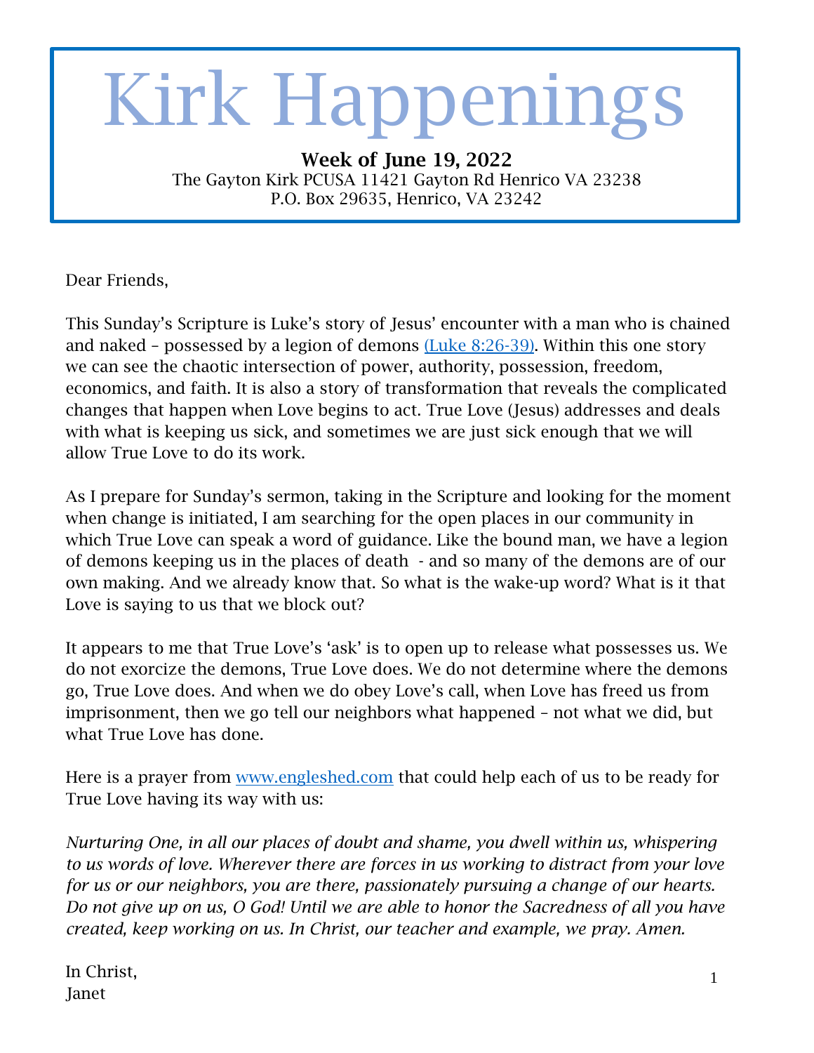# Kirk Happenings

**Week of June 19, 2022**
The Gayton Kirk PCUSA 11421 Gayton Rd Henrico VA 23238
P.O. Box 29635, Henrico, VA 23242

Dear Friends,

This Sunday's Scripture is Luke's story of Jesus' encounter with a man who is chained and naked – possessed by a legion of demons (Luke 8:26-39). Within this one story we can see the chaotic intersection of power, authority, possession, freedom, economics, and faith. It is also a story of transformation that reveals the complicated changes that happen when Love begins to act. True Love (Jesus) addresses and deals with what is keeping us sick, and sometimes we are just sick enough that we will allow True Love to do its work.

As I prepare for Sunday's sermon, taking in the Scripture and looking for the moment when change is initiated, I am searching for the open places in our community in which True Love can speak a word of guidance. Like the bound man, we have a legion of demons keeping us in the places of death - and so many of the demons are of our own making. And we already know that. So what is the wake-up word? What is it that Love is saying to us that we block out?

It appears to me that True Love's 'ask' is to open up to release what possesses us. We do not exorcize the demons, True Love does. We do not determine where the demons go, True Love does. And when we do obey Love's call, when Love has freed us from imprisonment, then we go tell our neighbors what happened – not what we did, but what True Love has done.

Here is a prayer from www.engleshed.com that could help each of us to be ready for True Love having its way with us:

*Nurturing One, in all our places of doubt and shame, you dwell within us, whispering to us words of love. Wherever there are forces in us working to distract from your love for us or our neighbors, you are there, passionately pursuing a change of our hearts. Do not give up on us, O God! Until we are able to honor the Sacredness of all you have created, keep working on us. In Christ, our teacher and example, we pray. Amen.*

In Christ,
Janet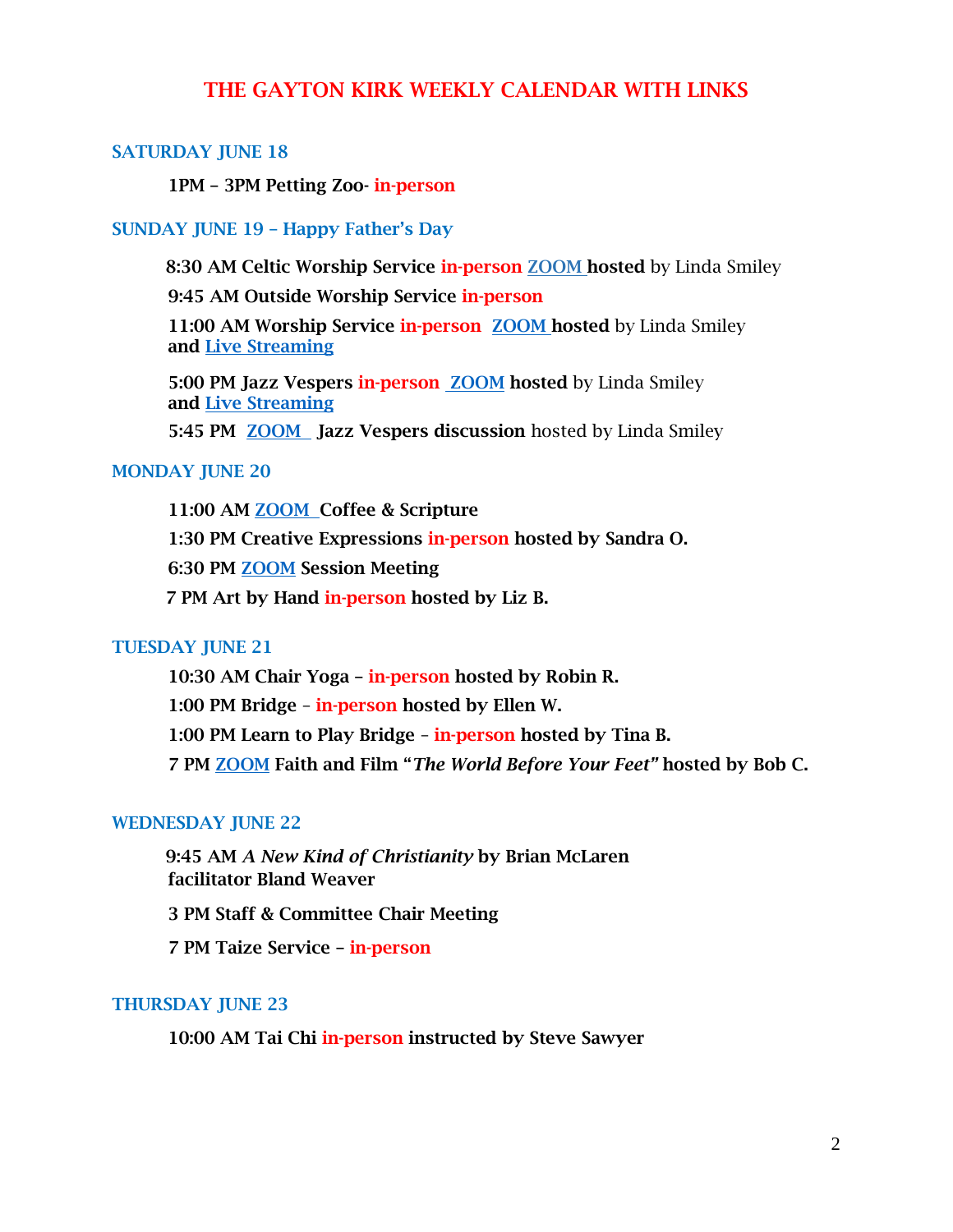# THE GAYTON KIRK WEEKLY CALENDAR WITH LINKS

## SATURDAY JUNE 18

**1PM – 3PM Petting Zoo- in-person**

## SUNDAY JUNE 19 – Happy Father's Day

**8:30 AM Celtic Worship Service in-person ZOOM hosted** by Linda Smiley

**9:45 AM Outside Worship Service in-person**

**11:00 AM Worship Service in-person ZOOM hosted** by Linda Smiley **and Live Streaming**

**5:00 PM Jazz Vespers in-person ZOOM hosted** by Linda Smiley **and Live Streaming**

**5:45 PM ZOOM Jazz Vespers discussion** hosted by Linda Smiley

## MONDAY JUNE 20

**11:00 AM ZOOM Coffee & Scripture**

**1:30 PM Creative Expressions in-person hosted by Sandra O.**

**6:30 PM ZOOM Session Meeting**

**7 PM Art by Hand in-person hosted by Liz B.**

## TUESDAY JUNE 21

**10:30 AM Chair Yoga – in-person hosted by Robin R.**

**1:00 PM Bridge – in-person hosted by Ellen W.**

**1:00 PM Learn to Play Bridge – in-person hosted by Tina B.**

**7 PM ZOOM Faith and Film "*The World Before Your Feet*" hosted by Bob C.**

## WEDNESDAY JUNE 22

**9:45 AM *A New Kind of Christianity* by Brian McLaren facilitator Bland Weaver**

**3 PM Staff & Committee Chair Meeting**

**7 PM Taize Service – in-person**

## THURSDAY JUNE 23

**10:00 AM Tai Chi in-person instructed by Steve Sawyer**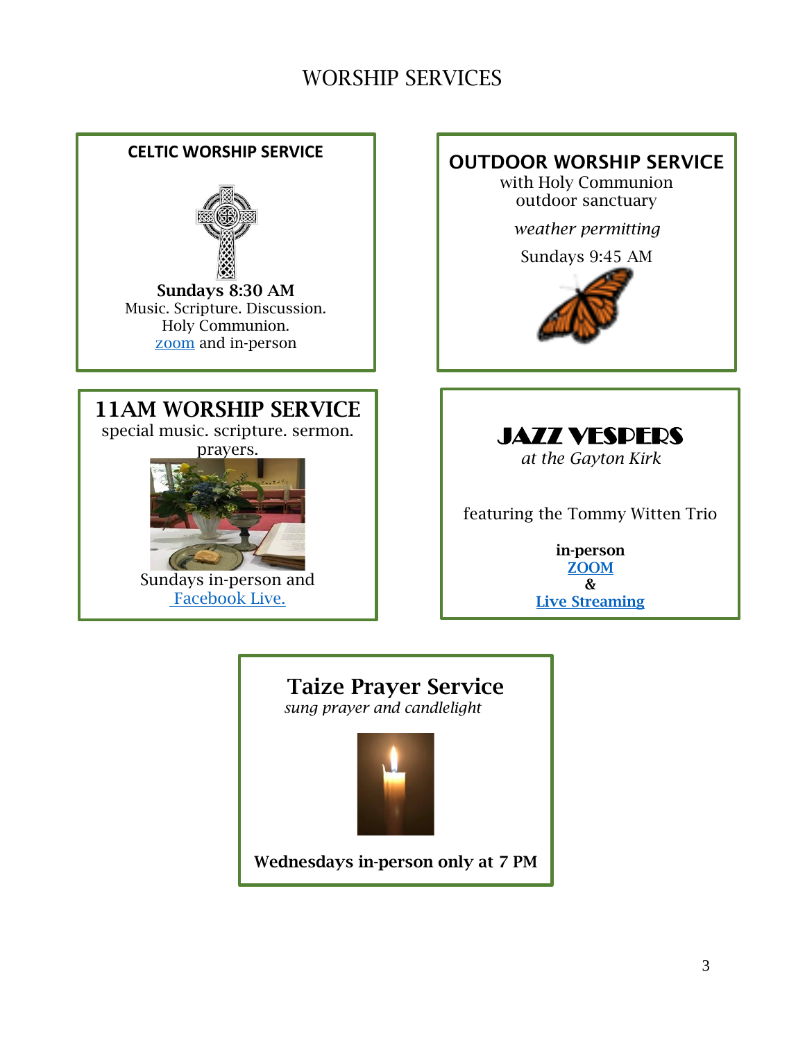# WORSHIP SERVICES

## CELTIC WORSHIP SERVICE

**Sundays 8:30 AM**
Music. Scripture. Discussion.
Holy Communion.
zoom and in-person

## OUTDOOR WORSHIP SERVICE

with Holy Communion
outdoor sanctuary

*weather permitting*

Sundays 9:45 AM

## 11AM WORSHIP SERVICE

special music. scripture. sermon. prayers.

Sundays in-person and Facebook Live.

## JAZZ VESPERS

*at the Gayton Kirk*

featuring the Tommy Witten Trio

**in-person**
**ZOOM**
**&**
**Live Streaming**

## Taize Prayer Service

*sung prayer and candlelight*

**Wednesdays in-person only at 7 PM**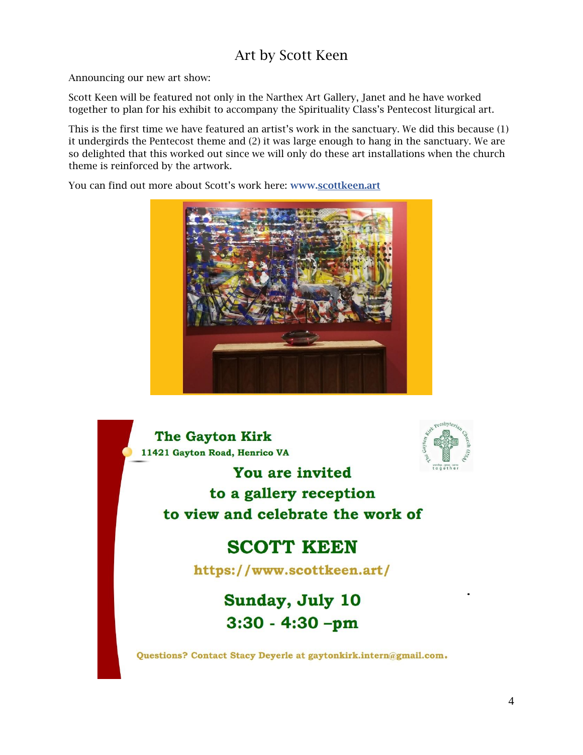# Art by Scott Keen

Announcing our new art show:

Scott Keen will be featured not only in the Narthex Art Gallery, Janet and he have worked together to plan for his exhibit to accompany the Spirituality Class's Pentecost liturgical art.

This is the first time we have featured an artist's work in the sanctuary. We did this because (1) it undergirds the Pentecost theme and (2) it was large enough to hang in the sanctuary. We are so delighted that this worked out since we will only do these art installations when the church theme is reinforced by the artwork.

You can find out more about Scott's work here: **www.scottkeen.art**

**The Gayton Kirk**
**11421 Gayton Road, Henrico VA**

**You are invited**
**to a gallery reception**
**to view and celebrate the work of**

## SCOTT KEEN

**https://www.scottkeen.art/**

**Sunday, July 10**
**3:30 - 4:30 –pm**

**Questions? Contact Stacy Deyerle at gaytonkirk.intern@gmail.com.**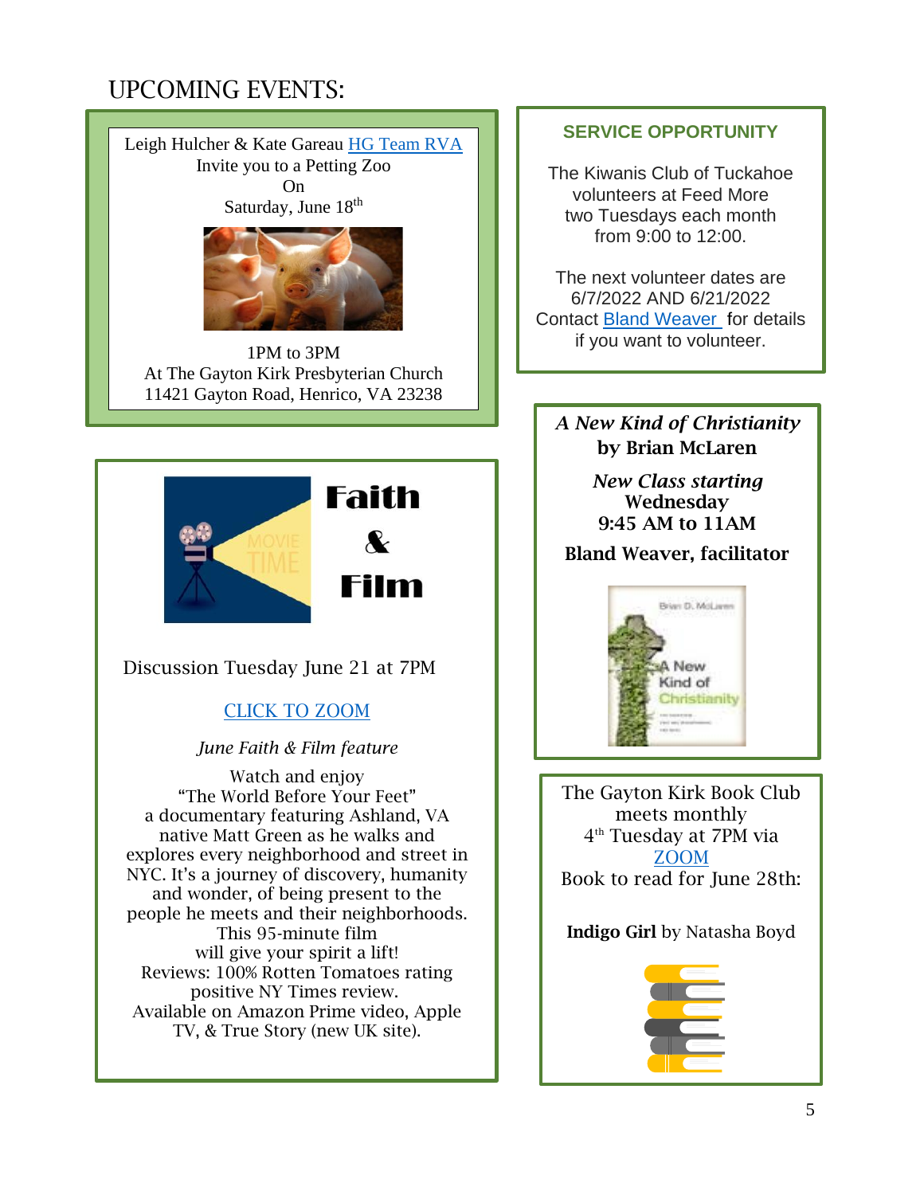# UPCOMING EVENTS:

Leigh Hulcher & Kate Gareau HG Team RVA
Invite you to a Petting Zoo
On
Saturday, June 18th

1PM to 3PM
At The Gayton Kirk Presbyterian Church
11421 Gayton Road, Henrico, VA 23238

---

## Faith & Film

Discussion Tuesday June 21 at 7PM

CLICK TO ZOOM

*June Faith & Film feature*

Watch and enjoy
"The World Before Your Feet"
a documentary featuring Ashland, VA native Matt Green as he walks and explores every neighborhood and street in NYC. It's a journey of discovery, humanity and wonder, of being present to the people he meets and their neighborhoods.
This 95-minute film will give your spirit a lift!
Reviews: 100% Rotten Tomatoes rating
positive NY Times review.
Available on Amazon Prime video, Apple TV, & True Story (new UK site).

---

## SERVICE OPPORTUNITY

The Kiwanis Club of Tuckahoe volunteers at Feed More two Tuesdays each month from 9:00 to 12:00.

The next volunteer dates are 6/7/2022 AND 6/21/2022
Contact Bland Weaver for details if you want to volunteer.

---

***A New Kind of Christianity***
**by Brian McLaren**

***New Class starting***
**Wednesday**
**9:45 AM to 11AM**

**Bland Weaver, facilitator**

---

The Gayton Kirk Book Club meets monthly
4th Tuesday at 7PM via ZOOM
Book to read for June 28th:

**Indigo Girl** by Natasha Boyd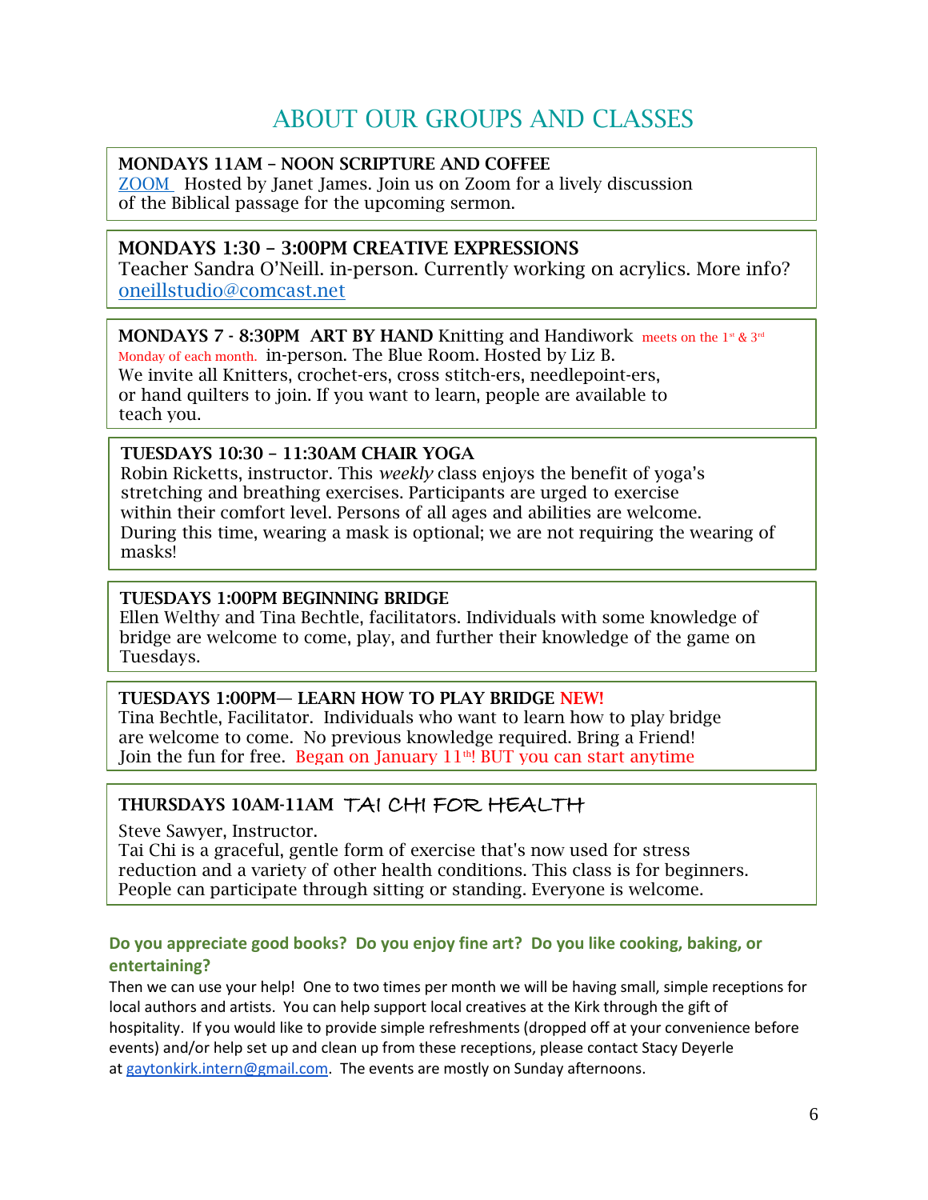# ABOUT OUR GROUPS AND CLASSES

**MONDAYS 11AM – NOON SCRIPTURE AND COFFEE**
ZOOM Hosted by Janet James. Join us on Zoom for a lively discussion of the Biblical passage for the upcoming sermon.

**MONDAYS 1:30 – 3:00PM CREATIVE EXPRESSIONS**
Teacher Sandra O'Neill. in-person. Currently working on acrylics. More info? oneillstudio@comcast.net

**MONDAYS 7 - 8:30PM ART BY HAND** Knitting and Handiwork meets on the 1st & 3rd Monday of each month. in-person. The Blue Room. Hosted by Liz B.
We invite all Knitters, crochet-ers, cross stitch-ers, needlepoint-ers, or hand quilters to join. If you want to learn, people are available to teach you.

**TUESDAYS 10:30 – 11:30AM CHAIR YOGA**
Robin Ricketts, instructor. This *weekly* class enjoys the benefit of yoga's stretching and breathing exercises. Participants are urged to exercise within their comfort level. Persons of all ages and abilities are welcome.
During this time, wearing a mask is optional; we are not requiring the wearing of masks!

**TUESDAYS 1:00PM BEGINNING BRIDGE**
Ellen Welthy and Tina Bechtle, facilitators. Individuals with some knowledge of bridge are welcome to come, play, and further their knowledge of the game on Tuesdays.

**TUESDAYS 1:00PM— LEARN HOW TO PLAY BRIDGE NEW!**
Tina Bechtle, Facilitator. Individuals who want to learn how to play bridge are welcome to come. No previous knowledge required. Bring a Friend!
Join the fun for free. Began on January 11th! BUT you can start anytime

**THURSDAYS 10AM-11AM TAI CHI FOR HEALTH**
Steve Sawyer, Instructor.
Tai Chi is a graceful, gentle form of exercise that's now used for stress reduction and a variety of other health conditions. This class is for beginners. People can participate through sitting or standing. Everyone is welcome.

**Do you appreciate good books? Do you enjoy fine art? Do you like cooking, baking, or entertaining?**

Then we can use your help! One to two times per month we will be having small, simple receptions for local authors and artists. You can help support local creatives at the Kirk through the gift of hospitality. If you would like to provide simple refreshments (dropped off at your convenience before events) and/or help set up and clean up from these receptions, please contact Stacy Deyerle at gaytonkirk.intern@gmail.com. The events are mostly on Sunday afternoons.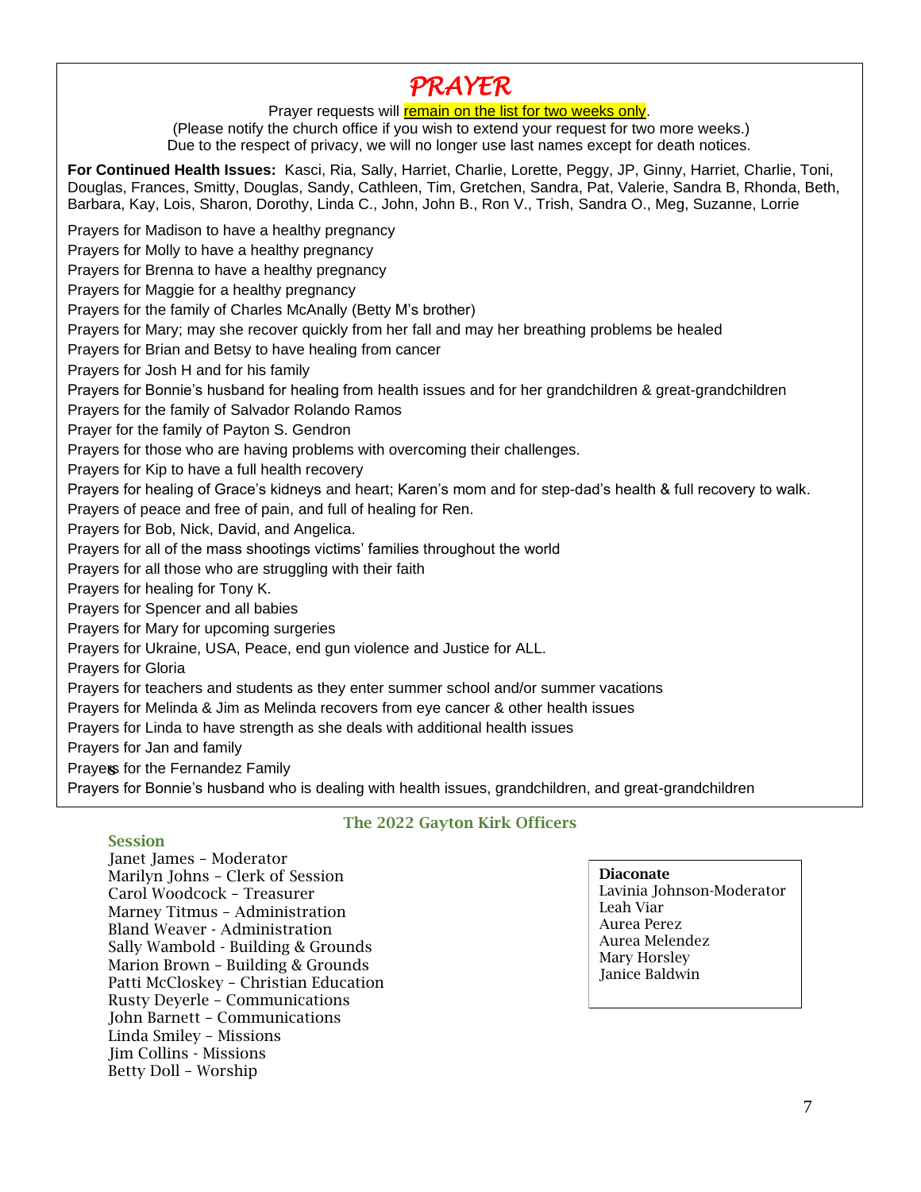# PRAYER

Prayer requests will remain on the list for two weeks only.
(Please notify the church office if you wish to extend your request for two more weeks.)
Due to the respect of privacy, we will no longer use last names except for death notices.

**For Continued Health Issues:** Kasci, Ria, Sally, Harriet, Charlie, Lorette, Peggy, JP, Ginny, Harriet, Charlie, Toni, Douglas, Frances, Smitty, Douglas, Sandy, Cathleen, Tim, Gretchen, Sandra, Pat, Valerie, Sandra B, Rhonda, Beth, Barbara, Kay, Lois, Sharon, Dorothy, Linda C., John, John B., Ron V., Trish, Sandra O., Meg, Suzanne, Lorrie

Prayers for Madison to have a healthy pregnancy
Prayers for Molly to have a healthy pregnancy
Prayers for Brenna to have a healthy pregnancy
Prayers for Maggie for a healthy pregnancy
Prayers for the family of Charles McAnally (Betty M's brother)
Prayers for Mary; may she recover quickly from her fall and may her breathing problems be healed
Prayers for Brian and Betsy to have healing from cancer
Prayers for Josh H and for his family
Prayers for Bonnie's husband for healing from health issues and for her grandchildren & great-grandchildren
Prayers for the family of Salvador Rolando Ramos
Prayer for the family of Payton S. Gendron
Prayers for those who are having problems with overcoming their challenges.
Prayers for Kip to have a full health recovery
Prayers for healing of Grace's kidneys and heart; Karen's mom and for step-dad's health & full recovery to walk.
Prayers of peace and free of pain, and full of healing for Ren.
Prayers for Bob, Nick, David, and Angelica.
Prayers for all of the mass shootings victims' families throughout the world
Prayers for all those who are struggling with their faith
Prayers for healing for Tony K.
Prayers for Spencer and all babies
Prayers for Mary for upcoming surgeries
Prayers for Ukraine, USA, Peace, end gun violence and Justice for ALL.
Prayers for Gloria
Prayers for teachers and students as they enter summer school and/or summer vacations
Prayers for Melinda & Jim as Melinda recovers from eye cancer & other health issues
Prayers for Linda to have strength as she deals with additional health issues
Prayers for Jan and family
Prayers for the Fernandez Family
Prayers for Bonnie's husband who is dealing with health issues, grandchildren, and great-grandchildren

## The 2022 Gayton Kirk Officers

### Session

Janet James – Moderator
Marilyn Johns – Clerk of Session
Carol Woodcock – Treasurer
Marney Titmus – Administration
Bland Weaver - Administration
Sally Wambold - Building & Grounds
Marion Brown – Building & Grounds
Patti McCloskey – Christian Education
Rusty Deyerle – Communications
John Barnett – Communications
Linda Smiley – Missions
Jim Collins - Missions
Betty Doll – Worship

### Diaconate

Lavinia Johnson-Moderator
Leah Viar
Aurea Perez
Aurea Melendez
Mary Horsley
Janice Baldwin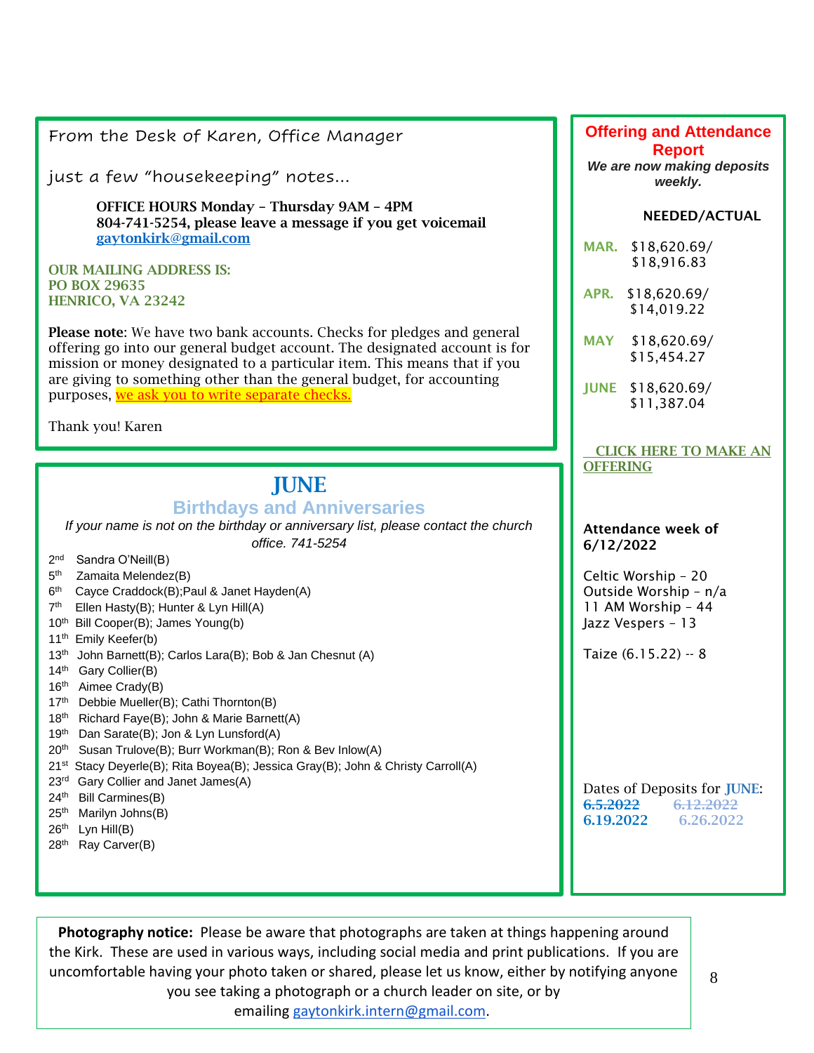From the Desk of Karen, Office Manager

just a few "housekeeping" notes...

**OFFICE HOURS Monday – Thursday 9AM – 4PM**
**804-741-5254, please leave a message if you get voicemail**
**gaytonkirk@gmail.com**

**OUR MAILING ADDRESS IS:**
**PO BOX 29635**
**HENRICO, VA 23242**

**Please note**: We have two bank accounts. Checks for pledges and general offering go into our general budget account. The designated account is for mission or money designated to a particular item. This means that if you are giving to something other than the general budget, for accounting purposes, we ask you to write separate checks.

Thank you! Karen

# JUNE

## Birthdays and Anniversaries

*If your name is not on the birthday or anniversary list, please contact the church office. 741-5254*

2nd Sandra O'Neill(B)
5th Zamaita Melendez(B)
6th Cayce Craddock(B);Paul & Janet Hayden(A)
7th Ellen Hasty(B); Hunter & Lyn Hill(A)
10th Bill Cooper(B); James Young(b)
11th Emily Keefer(b)
13th John Barnett(B); Carlos Lara(B); Bob & Jan Chesnut (A)
14th Gary Collier(B)
16th Aimee Crady(B)
17th Debbie Mueller(B); Cathi Thornton(B)
18th Richard Faye(B); John & Marie Barnett(A)
19th Dan Sarate(B); Jon & Lyn Lunsford(A)
20th Susan Trulove(B); Burr Workman(B); Ron & Bev Inlow(A)
21st Stacy Deyerle(B); Rita Boyea(B); Jessica Gray(B); John & Christy Carroll(A)
23rd Gary Collier and Janet James(A)
24th Bill Carmines(B)
25th Marilyn Johns(B)
26th Lyn Hill(B)
28th Ray Carver(B)

## Offering and Attendance Report

***We are now making deposits weekly.***

**NEEDED/ACTUAL**

MAR. $18,620.69/ $18,916.83

APR. $18,620.69/ $14,019.22

MAY $18,620.69/ $15,454.27

JUNE $18,620.69/ $11,387.04

CLICK HERE TO MAKE AN OFFERING

**Attendance week of 6/12/2022**

Celtic Worship – 20
Outside Worship – n/a
11 AM Worship – 44
Jazz Vespers – 13

Taize (6.15.22) -- 8

Dates of Deposits for **JUNE**:
~~6.5.2022~~ ~~6.12.2022~~
**6.19.2022** **6.26.2022**

**Photography notice:** Please be aware that photographs are taken at things happening around the Kirk. These are used in various ways, including social media and print publications. If you are uncomfortable having your photo taken or shared, please let us know, either by notifying anyone you see taking a photograph or a church leader on site, or by emailing gaytonkirk.intern@gmail.com.